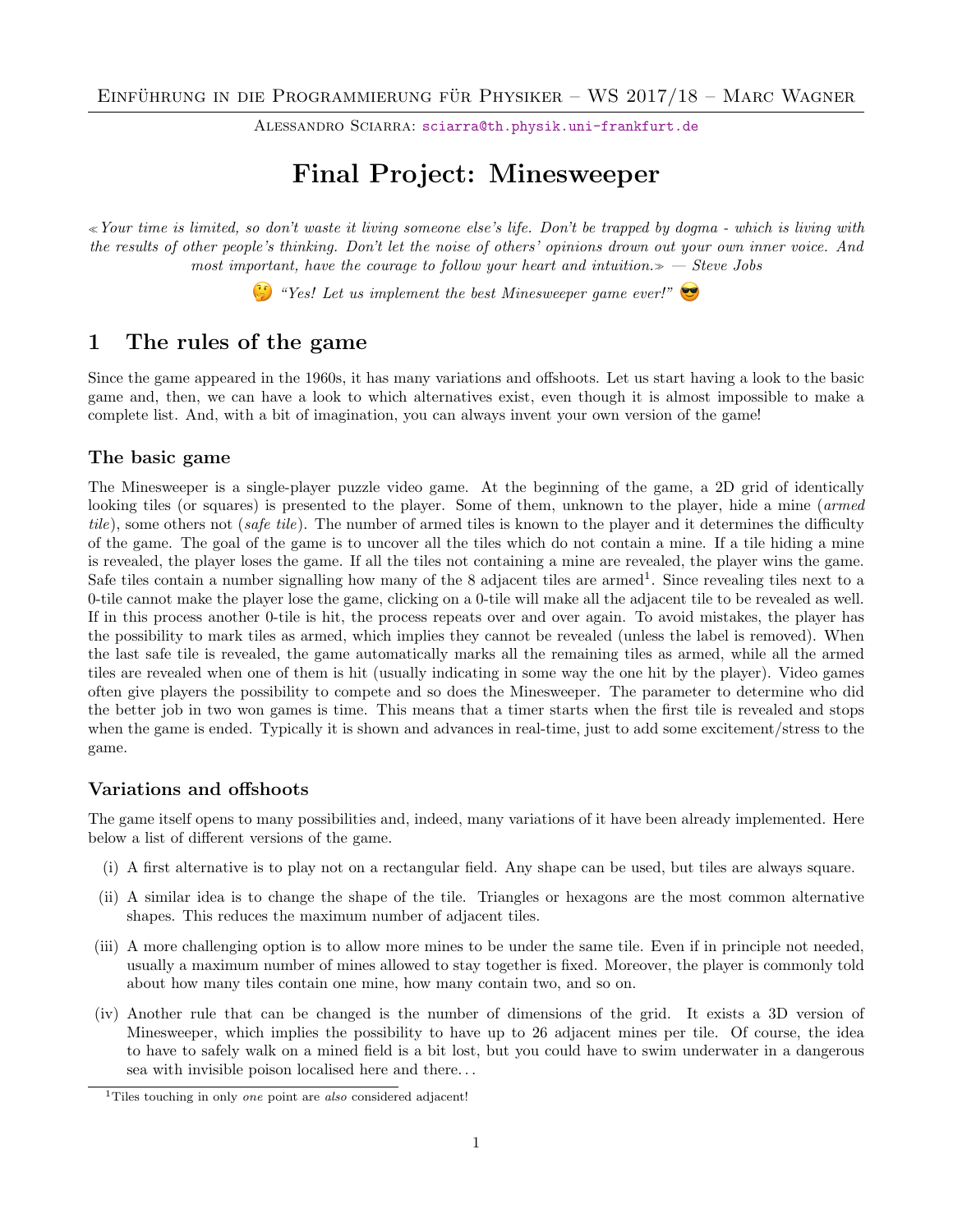Einführung in die Programmierung für Physiker – WS 2017/18 – Marc Wagner

Alessandro Sciarra: sciarra@th.physik.uni-frankfurt.de

# Final Project: Minesweeper

*≪Your time is limited, so don't waste it living someone else's life. Don't be trapped by dogma - which is living with the results of other people's thinking. Don't let the noise of others' opinions drown out your own inner voice. And most important, have the courage to follow your heart and intuition.≫ — Steve Jobs*

🤔 *"Yes! Let us implement the best Minesweeper game ever!"* 😎

## 1 The rules of the game

Since the game appeared in the 1960s, it has many variations and offshoots. Let us start having a look to the basic game and, then, we can have a look to which alternatives exist, even though it is almost impossible to make a complete list. And, with a bit of imagination, you can always invent your own version of the game!

### The basic game

The Minesweeper is a single-player puzzle video game. At the beginning of the game, a 2D grid of identically looking tiles (or squares) is presented to the player. Some of them, unknown to the player, hide a mine (*armed tile*), some others not (*safe tile*). The number of armed tiles is known to the player and it determines the difficulty of the game. The goal of the game is to uncover all the tiles which do not contain a mine. If a tile hiding a mine is revealed, the player loses the game. If all the tiles not containing a mine are revealed, the player wins the game. Safe tiles contain a number signalling how many of the 8 adjacent tiles are armed[1]. Since revealing tiles next to a 0-tile cannot make the player lose the game, clicking on a 0-tile will make all the adjacent tile to be revealed as well. If in this process another 0-tile is hit, the process repeats over and over again. To avoid mistakes, the player has the possibility to mark tiles as armed, which implies they cannot be revealed (unless the label is removed). When the last safe tile is revealed, the game automatically marks all the remaining tiles as armed, while all the armed tiles are revealed when one of them is hit (usually indicating in some way the one hit by the player). Video games often give players the possibility to compete and so does the Minesweeper. The parameter to determine who did the better job in two won games is time. This means that a timer starts when the first tile is revealed and stops when the game is ended. Typically it is shown and advances in real-time, just to add some excitement/stress to the game.

### Variations and offshoots

The game itself opens to many possibilities and, indeed, many variations of it have been already implemented. Here below a list of different versions of the game.

(i) A first alternative is to play not on a rectangular field. Any shape can be used, but tiles are always square.

(ii) A similar idea is to change the shape of the tile. Triangles or hexagons are the most common alternative shapes. This reduces the maximum number of adjacent tiles.

(iii) A more challenging option is to allow more mines to be under the same tile. Even if in principle not needed, usually a maximum number of mines allowed to stay together is fixed. Moreover, the player is commonly told about how many tiles contain one mine, how many contain two, and so on.

(iv) Another rule that can be changed is the number of dimensions of the grid. It exists a 3D version of Minesweeper, which implies the possibility to have up to 26 adjacent mines per tile. Of course, the idea to have to safely walk on a mined field is a bit lost, but you could have to swim underwater in a dangerous sea with invisible poison localised here and there...

[1] Tiles touching in only *one* point are *also* considered adjacent!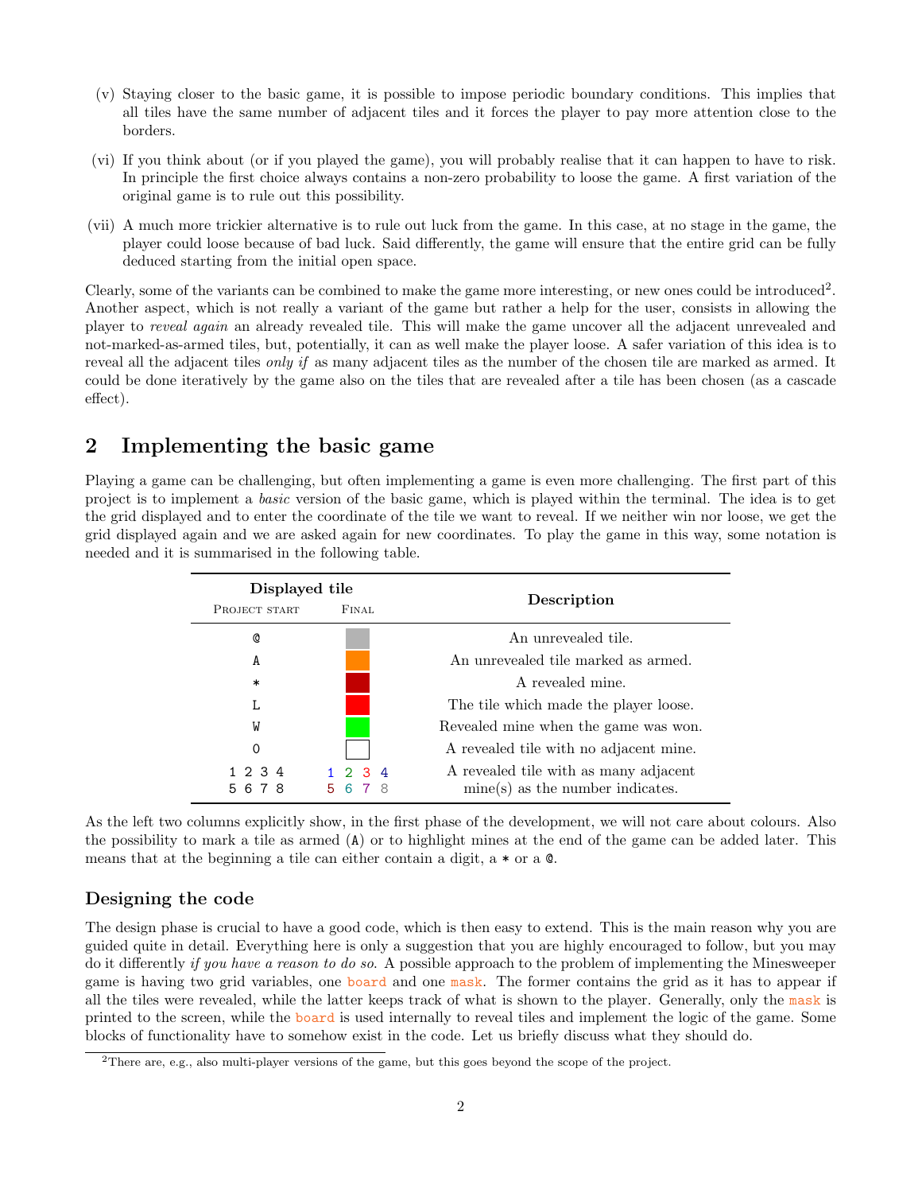(v) Staying closer to the basic game, it is possible to impose periodic boundary conditions. This implies that all tiles have the same number of adjacent tiles and it forces the player to pay more attention close to the borders.

(vi) If you think about (or if you played the game), you will probably realise that it can happen to have to risk. In principle the first choice always contains a non-zero probability to loose the game. A first variation of the original game is to rule out this possibility.

(vii) A much more trickier alternative is to rule out luck from the game. In this case, at no stage in the game, the player could loose because of bad luck. Said differently, the game will ensure that the entire grid can be fully deduced starting from the initial open space.

Clearly, some of the variants can be combined to make the game more interesting, or new ones could be introduced[2]. Another aspect, which is not really a variant of the game but rather a help for the user, consists in allowing the player to *reveal again* an already revealed tile. This will make the game uncover all the adjacent unrevealed and not-marked-as-armed tiles, but, potentially, it can as well make the player loose. A safer variation of this idea is to reveal all the adjacent tiles *only if* as many adjacent tiles as the number of the chosen tile are marked as armed. It could be done iteratively by the game also on the tiles that are revealed after a tile has been chosen (as a cascade effect).

## 2 Implementing the basic game

Playing a game can be challenging, but often implementing a game is even more challenging. The first part of this project is to implement a *basic* version of the basic game, which is played within the terminal. The idea is to get the grid displayed and to enter the coordinate of the tile we want to reveal. If we neither win nor loose, we get the grid displayed again and we are asked again for new coordinates. To play the game in this way, some notation is needed and it is summarised in the following table.

| Displayed tile | | Description |
|---|---|---|
| Project start | Final | |
| `@` | (grey square) | An unrevealed tile. |
| `A` | (orange square) | An unrevealed tile marked as armed. |
| `*` | (dark red square) | A revealed mine. |
| `L` | (red square) | The tile which made the player loose. |
| `W` | (green square) | Revealed mine when the game was won. |
| `0` | (white square) | A revealed tile with no adjacent mine. |
| `1 2 3 4` `5 6 7 8` | 1 2 3 4 5 6 7 8 (coloured) | A revealed tile with as many adjacent mine(s) as the number indicates. |

As the left two columns explicitly show, in the first phase of the development, we will not care about colours. Also the possibility to mark a tile as armed (`A`) or to highlight mines at the end of the game can be added later. This means that at the beginning a tile can either contain a digit, a `*` or a `@`.

### Designing the code

The design phase is crucial to have a good code, which is then easy to extend. This is the main reason why you are guided quite in detail. Everything here is only a suggestion that you are highly encouraged to follow, but you may do it differently *if you have a reason to do so*. A possible approach to the problem of implementing the Minesweeper game is having two grid variables, one `board` and one `mask`. The former contains the grid as it has to appear if all the tiles were revealed, while the latter keeps track of what is shown to the player. Generally, only the `mask` is printed to the screen, while the `board` is used internally to reveal tiles and implement the logic of the game. Some blocks of functionality have to somehow exist in the code. Let us briefly discuss what they should do.

[2] There are, e.g., also multi-player versions of the game, but this goes beyond the scope of the project.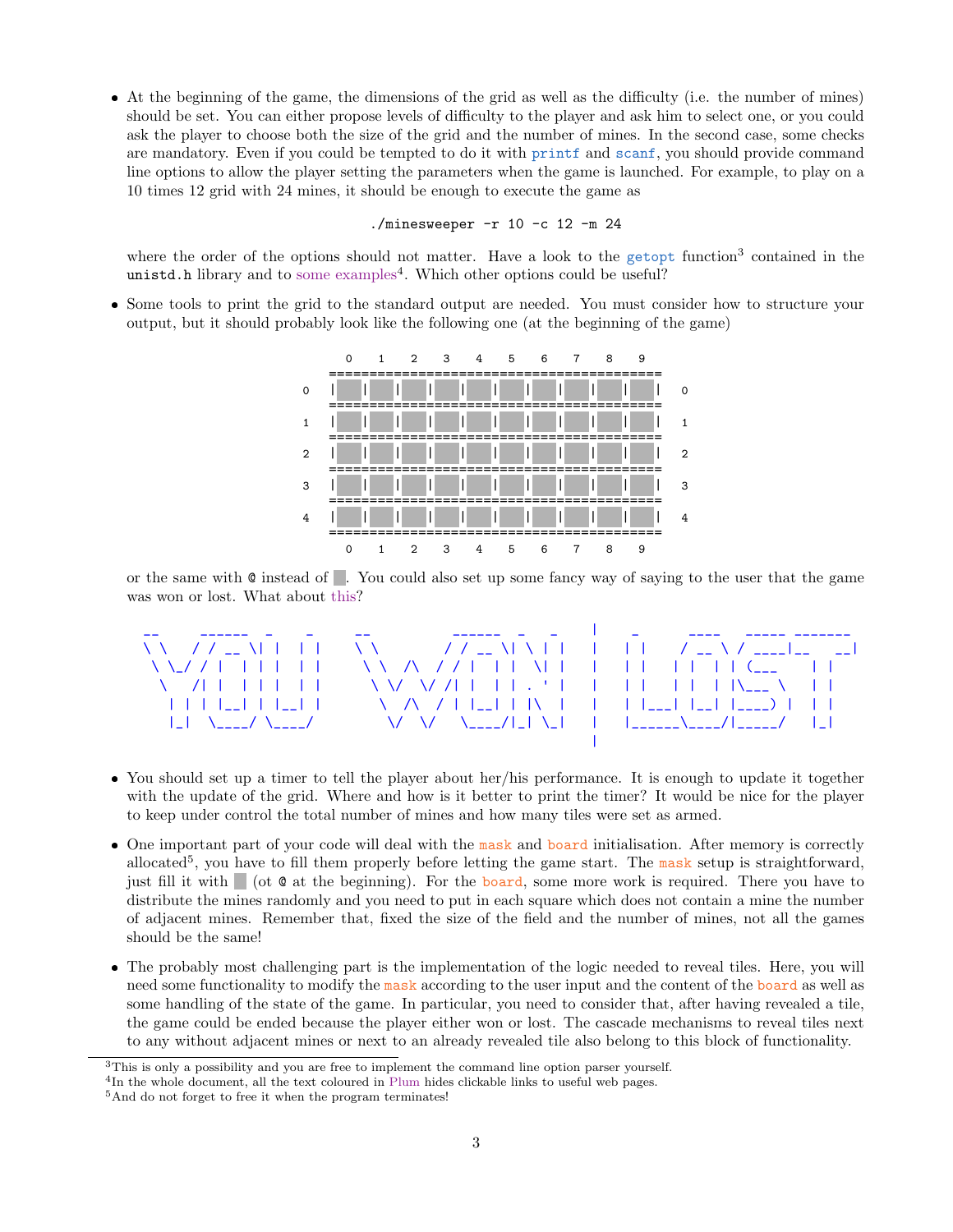- At the beginning of the game, the dimensions of the grid as well as the difficulty (i.e. the number of mines) should be set. You can either propose levels of difficulty to the player and ask him to select one, or you could ask the player to choose both the size of the grid and the number of mines. In the second case, some checks are mandatory. Even if you could be tempted to do it with printf and scanf, you should provide command line options to allow the player setting the parameters when the game is launched. For example, to play on a 10 times 12 grid with 24 mines, it should be enough to execute the game as

```
./minesweeper -r 10 -c 12 -m 24
```

  where the order of the options should not matter. Have a look to the getopt function[3] contained in the `unistd.h` library and to some examples[4]. Which other options could be useful?

- Some tools to print the grid to the standard output are needed. You must consider how to structure your output, but it should probably look like the following one (at the beginning of the game)

```
      0   1   2   3   4   5   6   7   8   9
    =========================================
 0  | █ | █ | █ | █ | █ | █ | █ | █ | █ | █ |  0
    =========================================
 1  | █ | █ | █ | █ | █ | █ | █ | █ | █ | █ |  1
    =========================================
 2  | █ | █ | █ | █ | █ | █ | █ | █ | █ | █ |  2
    =========================================
 3  | █ | █ | █ | █ | █ | █ | █ | █ | █ | █ |  3
    =========================================
 4  | █ | █ | █ | █ | █ | █ | █ | █ | █ | █ |  4
    =========================================
      0   1   2   3   4   5   6   7   8   9
```

  or the same with @ instead of █. You could also set up some fancy way of saying to the user that the game was won or lost. What about this?

```
__     ______  _    _    __          ______  _   _   |   _       ____   _____ _______
\ \   / / __ \| |  | |   \ \        / / __ \| \ | |  |  | |     / __ \ / ____|__   __|
 \ \_/ / |  | | |  | |    \ \  /\  / / |  | |  \| |  |  | |    | |  | | (___    | |
  \   /| |  | | |  | |     \ \/  \/ /| |  | | . ` |  |  | |    | |  | |\___ \   | |
   | | | |__| | |__| |      \  /\  / | |__| | |\  |  |  | |____| |__| |____) |  | |
   |_|  \____/ \____/        \/  \/   \____/|_| \_|  |  |______\____/|_____/   |_|
                                                     |
```

- You should set up a timer to tell the player about her/his performance. It is enough to update it together with the update of the grid. Where and how is it better to print the timer? It would be nice for the player to keep under control the total number of mines and how many tiles were set as armed.

- One important part of your code will deal with the mask and board initialisation. After memory is correctly allocated[5], you have to fill them properly before letting the game start. The mask setup is straightforward, just fill it with █ (ot @ at the beginning). For the board, some more work is required. There you have to distribute the mines randomly and you need to put in each square which does not contain a mine the number of adjacent mines. Remember that, fixed the size of the field and the number of mines, not all the games should be the same!

- The probably most challenging part is the implementation of the logic needed to reveal tiles. Here, you will need some functionality to modify the mask according to the user input and the content of the board as well as some handling of the state of the game. In particular, you need to consider that, after having revealed a tile, the game could be ended because the player either won or lost. The cascade mechanisms to reveal tiles next to any without adjacent mines or next to an already revealed tile also belong to this block of functionality.

---

[3] This is only a possibility and you are free to implement the command line option parser yourself.

[4] In the whole document, all the text coloured in Plum hides clickable links to useful web pages.

[5] And do not forget to free it when the program terminates!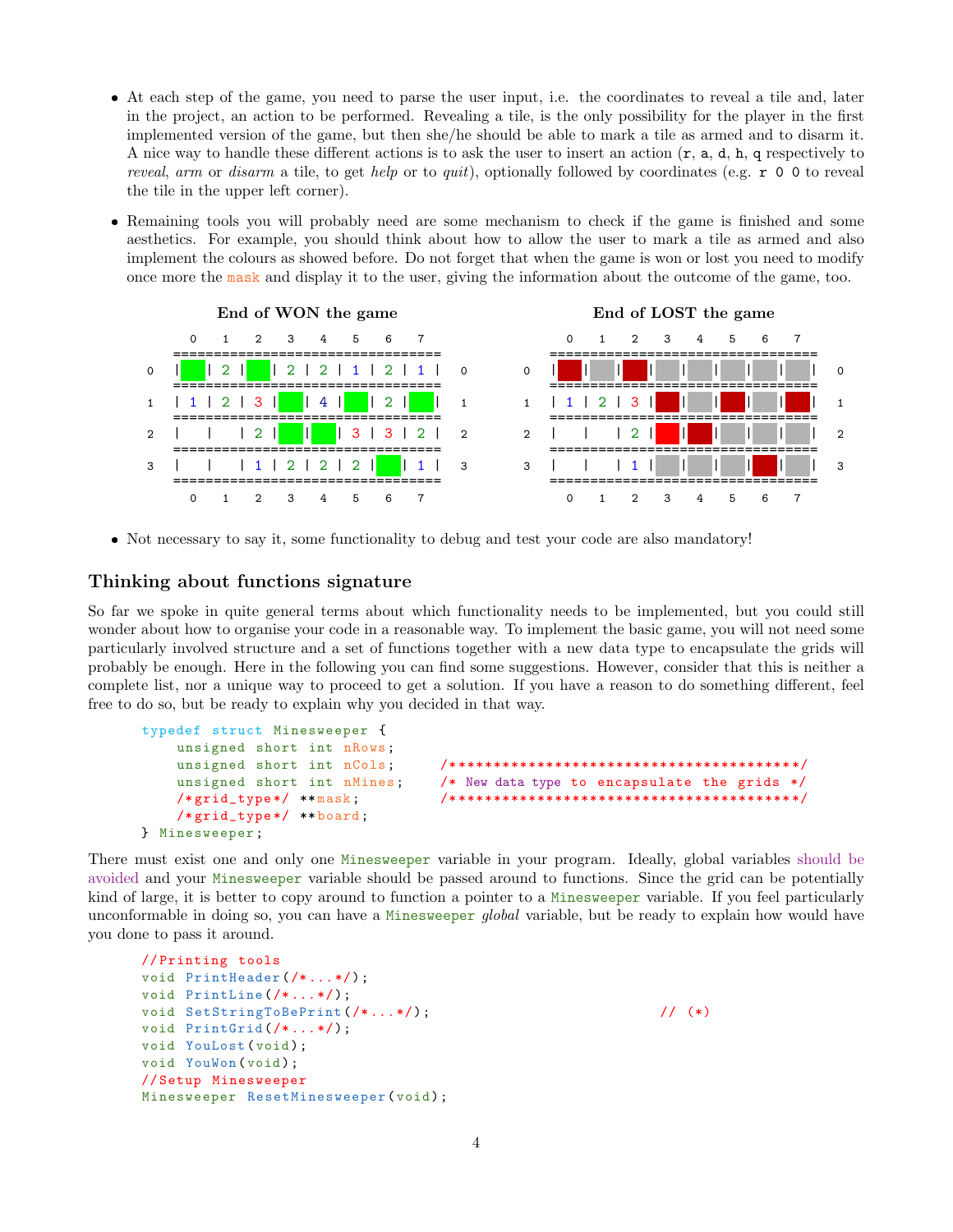- At each step of the game, you need to parse the user input, i.e. the coordinates to reveal a tile and, later in the project, an action to be performed. Revealing a tile, is the only possibility for the player in the first implemented version of the game, but then she/he should be able to mark a tile as armed and to disarm it. A nice way to handle these different actions is to ask the user to insert an action (`r`, `a`, `d`, `h`, `q` respectively to *reveal*, *arm* or *disarm* a tile, to get *help* or to *quit*), optionally followed by coordinates (e.g. `r 0 0` to reveal the tile in the upper left corner).

- Remaining tools you will probably need are some mechanism to check if the game is finished and some aesthetics. For example, you should think about how to allow the user to mark a tile as armed and also implement the colours as showed before. Do not forget that when the game is won or lost you need to modify once more the `mask` and display it to the user, giving the information about the outcome of the game, too.

**End of WON the game**

```
      0   1   2   3   4   5   6   7
    =================================
0   |   | 2 |   | 2 | 2 | 1 | 2 | 1 |   0
    =================================
1   | 1 | 2 | 3 |   | 4 |   | 2 |   |   1
    =================================
2   |   |   | 2 |   |   | 3 | 3 | 2 |   2
    =================================
3   |   |   | 1 | 2 | 2 | 2 |   | 1 |   3
    =================================
      0   1   2   3   4   5   6   7
```

**End of LOST the game**

```
      0   1   2   3   4   5   6   7
    =================================
0   |   |   |   |   |   |   |   |   |   0
    =================================
1   | 1 | 2 | 3 |   |   |   |   |   |   1
    =================================
2   |   |   | 2 |   |   |   |   |   |   2
    =================================
3   |   |   | 1 |   |   |   |   |   |   3
    =================================
      0   1   2   3   4   5   6   7
```

- Not necessary to say it, some functionality to debug and test your code are also mandatory!

## Thinking about functions signature

So far we spoke in quite general terms about which functionality needs to be implemented, but you could still wonder about how to organise your code in a reasonable way. To implement the basic game, you will not need some particularly involved structure and a set of functions together with a new data type to encapsulate the grids will probably be enough. Here in the following you can find some suggestions. However, consider that this is neither a complete list, nor a unique way to proceed to get a solution. If you have a reason to do something different, feel free to do so, but be ready to explain why you decided in that way.

```
typedef struct Minesweeper {
    unsigned short int nRows;
    unsigned short int nCols;      /****************************************/
    unsigned short int nMines;     /* New data type to encapsulate the grids */
    /*grid_type*/ **mask;          /****************************************/
    /*grid_type*/ **board;
} Minesweeper;
```

There must exist one and only one `Minesweeper` variable in your program. Ideally, global variables should be avoided and your `Minesweeper` variable should be passed around to functions. Since the grid can be potentially kind of large, it is better to copy around to function a pointer to a `Minesweeper` variable. If you feel particularly unconformable in doing so, you can have a `Minesweeper` *global* variable, but be ready to explain how would have you done to pass it around.

```
//Printing tools
void PrintHeader(/*...*/);
void PrintLine(/*...*/);
void SetStringToBePrint(/*...*/);                              // (*)
void PrintGrid(/*...*/);
void YouLost(void);
void YouWon(void);
//Setup Minesweeper
Minesweeper ResetMinesweeper(void);
```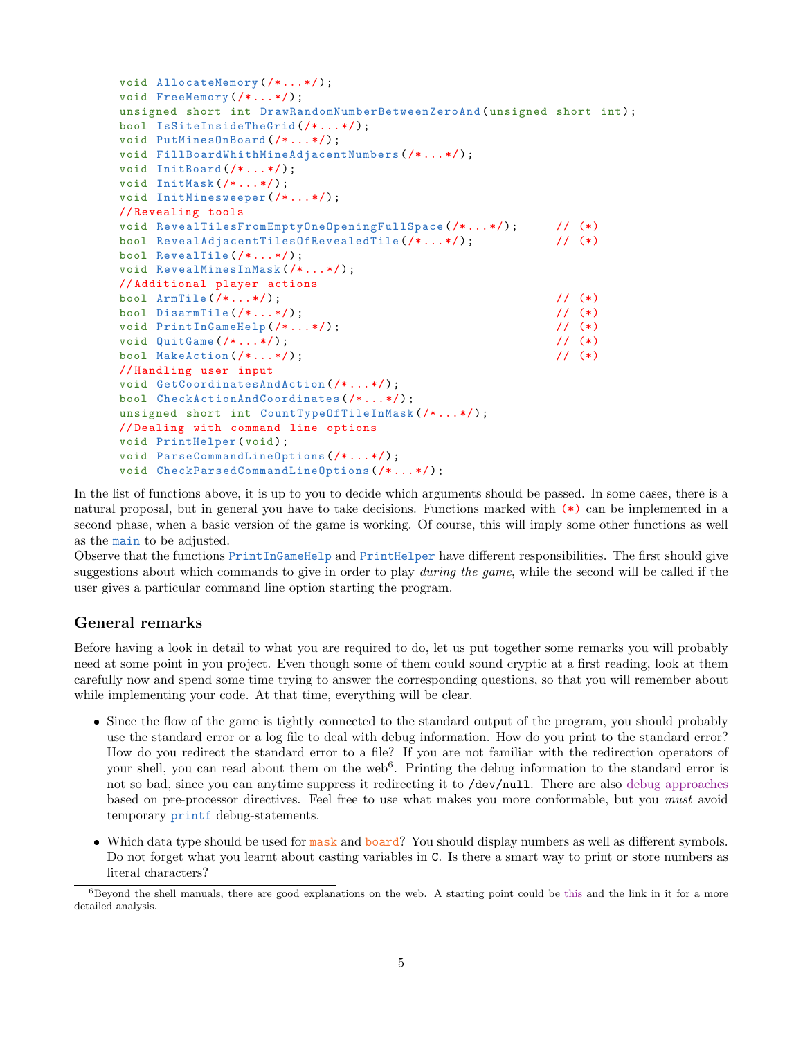```c
void AllocateMemory(/*...*/);
void FreeMemory(/*...*/);
unsigned short int DrawRandomNumberBetweenZeroAnd(unsigned short int);
bool IsSiteInsideTheGrid(/*...*/);
void PutMinesOnBoard(/*...*/);
void FillBoardWhithMineAdjacentNumbers(/*...*/);
void InitBoard(/*...*/);
void InitMask(/*...*/);
void InitMinesweeper(/*...*/);
//Revealing tools
void RevealTilesFromEmptyOneOpeningFullSpace(/*...*/);     // (*)
bool RevealAdjacentTilesOfRevealedTile(/*...*/);           // (*)
bool RevealTile(/*...*/);
void RevealMinesInMask(/*...*/);
//Additional player actions
bool ArmTile(/*...*/);                                     // (*)
bool DisarmTile(/*...*/);                                  // (*)
void PrintInGameHelp(/*...*/);                             // (*)
void QuitGame(/*...*/);                                    // (*)
bool MakeAction(/*...*/);                                  // (*)
//Handling user input
void GetCoordinatesAndAction(/*...*/);
bool CheckActionAndCoordinates(/*...*/);
unsigned short int CountTypeOfTileInMask(/*...*/);
//Dealing with command line options
void PrintHelper(void);
void ParseCommandLineOptions(/*...*/);
void CheckParsedCommandLineOptions(/*...*/);
```

In the list of functions above, it is up to you to decide which arguments should be passed. In some cases, there is a natural proposal, but in general you have to take decisions. Functions marked with (*) can be implemented in a second phase, when a basic version of the game is working. Of course, this will imply some other functions as well as the main to be adjusted.

Observe that the functions PrintInGameHelp and PrintHelper have different responsibilities. The first should give suggestions about which commands to give in order to play *during the game*, while the second will be called if the user gives a particular command line option starting the program.

### General remarks

Before having a look in detail to what you are required to do, let us put together some remarks you will probably need at some point in you project. Even though some of them could sound cryptic at a first reading, look at them carefully now and spend some time trying to answer the corresponding questions, so that you will remember about while implementing your code. At that time, everything will be clear.

- Since the flow of the game is tightly connected to the standard output of the program, you should probably use the standard error or a log file to deal with debug information. How do you print to the standard error? How do you redirect the standard error to a file? If you are not familiar with the redirection operators of your shell, you can read about them on the web[6]. Printing the debug information to the standard error is not so bad, since you can anytime suppress it redirecting it to /dev/null. There are also debug approaches based on pre-processor directives. Feel free to use what makes you more conformable, but you *must* avoid temporary printf debug-statements.
- Which data type should be used for mask and board? You should display numbers as well as different symbols. Do not forget what you learnt about casting variables in C. Is there a smart way to print or store numbers as literal characters?

[6] Beyond the shell manuals, there are good explanations on the web. A starting point could be this and the link in it for a more detailed analysis.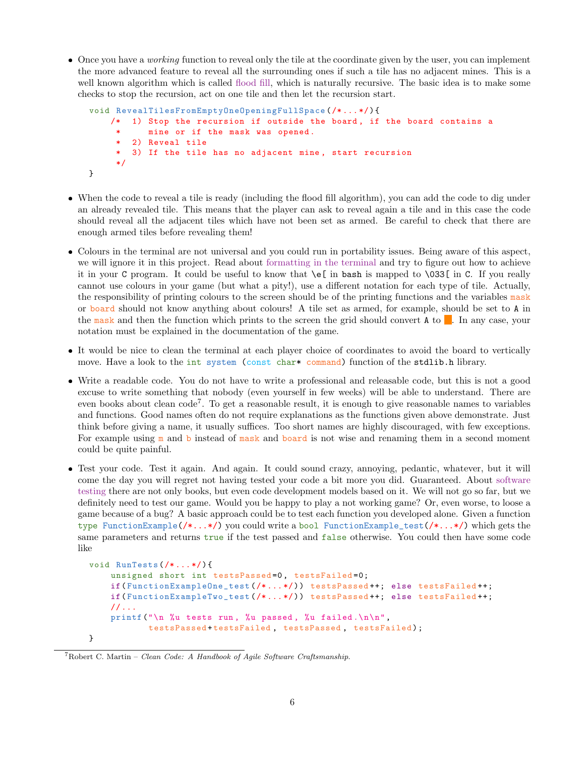- Once you have a *working* function to reveal only the tile at the coordinate given by the user, you can implement the more advanced feature to reveal all the surrounding ones if such a tile has no adjacent mines. This is a well known algorithm which is called flood fill, which is naturally recursive. The basic idea is to make some checks to stop the recursion, act on one tile and then let the recursion start.

```
void RevealTilesFromEmptyOneOpeningFullSpace(/*...*/){
    /*  1) Stop the recursion if outside the board, if the board contains a
     *     mine or if the mask was opened.
     *  2) Reveal tile
     *  3) If the tile has no adjacent mine, start recursion
     */
}
```

- When the code to reveal a tile is ready (including the flood fill algorithm), you can add the code to dig under an already revealed tile. This means that the player can ask to reveal again a tile and in this case the code should reveal all the adjacent tiles which have not been set as armed. Be careful to check that there are enough armed tiles before revealing them!

- Colours in the terminal are not universal and you could run in portability issues. Being aware of this aspect, we will ignore it in this project. Read about formatting in the terminal and try to figure out how to achieve it in your `C` program. It could be useful to know that `\e[` in `bash` is mapped to `\033[` in `C`. If you really cannot use colours in your game (but what a pity!), use a different notation for each type of tile. Actually, the responsibility of printing colours to the screen should be of the printing functions and the variables `mask` or `board` should not know anything about colours! A tile set as armed, for example, should be set to `A` in the `mask` and then the function which prints to the screen the grid should convert `A` to █. In any case, your notation must be explained in the documentation of the game.

- It would be nice to clean the terminal at each player choice of coordinates to avoid the board to vertically move. Have a look to the `int system (const char* command)` function of the `stdlib.h` library.

- Write a readable code. You do not have to write a professional and releasable code, but this is not a good excuse to write something that nobody (even yourself in few weeks) will be able to understand. There are even books about clean code[7]. To get a reasonable result, it is enough to give reasonable names to variables and functions. Good names often do not require explanations as the functions given above demonstrate. Just think before giving a name, it usually suffices. Too short names are highly discouraged, with few exceptions. For example using `m` and `b` instead of `mask` and `board` is not wise and renaming them in a second moment could be quite painful.

- Test your code. Test it again. And again. It could sound crazy, annoying, pedantic, whatever, but it will come the day you will regret not having tested your code a bit more you did. Guaranteed. About software testing there are not only books, but even code development models based on it. We will not go so far, but we definitely need to test our game. Would you be happy to play a not working game? Or, even worse, to loose a game because of a bug? A basic approach could be to test each function you developed alone. Given a function `type FunctionExample(/*...*/)` you could write a `bool FunctionExample_test(/*...*/)` which gets the same parameters and returns `true` if the test passed and `false` otherwise. You could then have some code like

```
void RunTests(/*...*/){
    unsigned short int testsPassed=0, testsFailed=0;
    if(FunctionExampleOne_test(/*...*/)) testsPassed++; else testsFailed++;
    if(FunctionExampleTwo_test(/*...*/)) testsPassed++; else testsFailed++;
    //...
    printf("\n %u tests run, %u passed, %u failed.\n\n",
           testsPassed+testsFailed, testsPassed, testsFailed);
}
```

[7] Robert C. Martin – *Clean Code: A Handbook of Agile Software Craftsmanship.*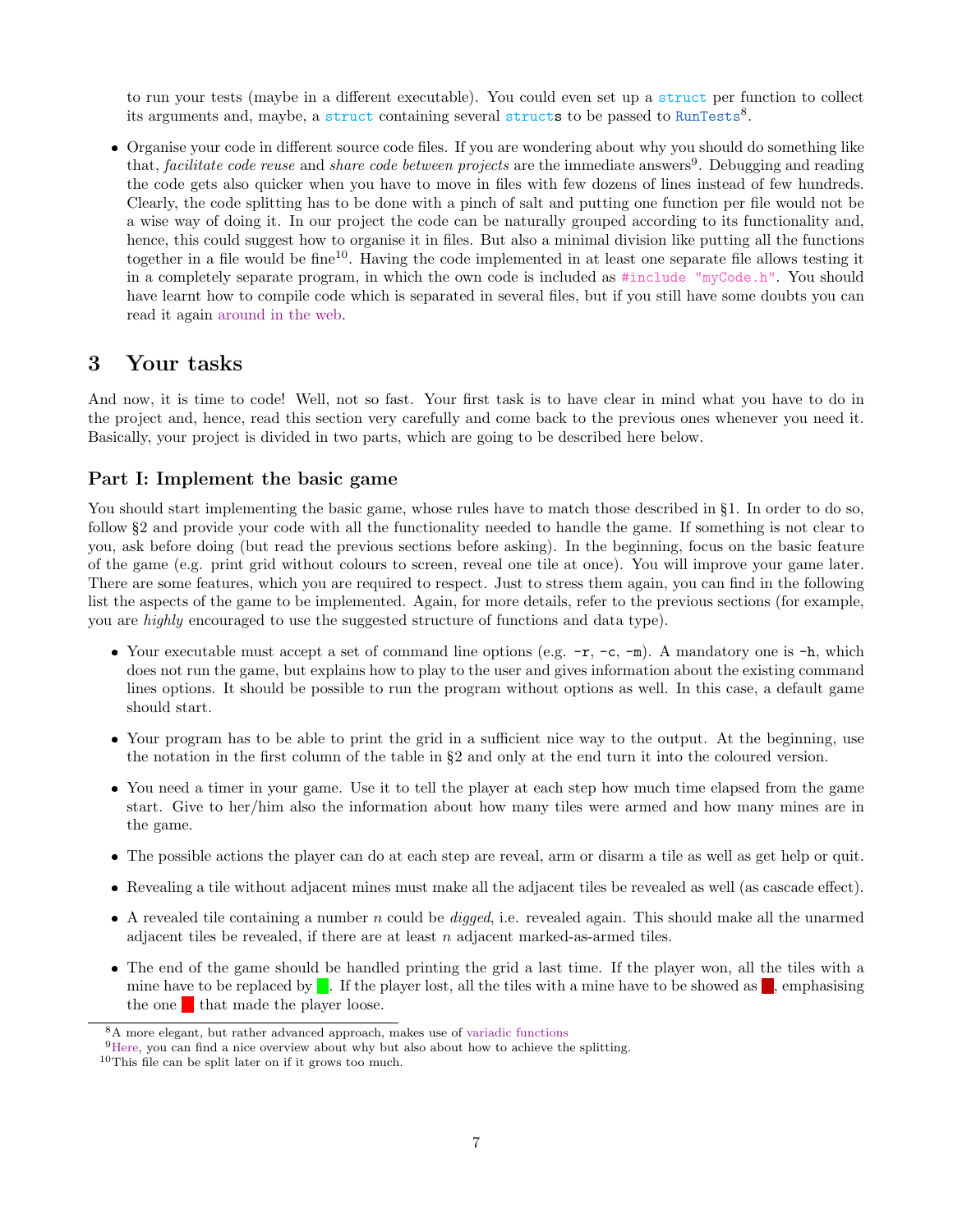to run your tests (maybe in a different executable). You could even set up a `struct` per function to collect its arguments and, maybe, a `struct` containing several `struct`s to be passed to `RunTests`[8].

- Organise your code in different source code files. If you are wondering about why you should do something like that, *facilitate code reuse* and *share code between projects* are the immediate answers[9]. Debugging and reading the code gets also quicker when you have to move in files with few dozens of lines instead of few hundreds. Clearly, the code splitting has to be done with a pinch of salt and putting one function per file would not be a wise way of doing it. In our project the code can be naturally grouped according to its functionality and, hence, this could suggest how to organise it in files. But also a minimal division like putting all the functions together in a file would be fine[10]. Having the code implemented in at least one separate file allows testing it in a completely separate program, in which the own code is included as `#include "myCode.h"`. You should have learnt how to compile code which is separated in several files, but if you still have some doubts you can read it again around in the web.

# 3 Your tasks

And now, it is time to code! Well, not so fast. Your first task is to have clear in mind what you have to do in the project and, hence, read this section very carefully and come back to the previous ones whenever you need it. Basically, your project is divided in two parts, which are going to be described here below.

### Part I: Implement the basic game

You should start implementing the basic game, whose rules have to match those described in §1. In order to do so, follow §2 and provide your code with all the functionality needed to handle the game. If something is not clear to you, ask before doing (but read the previous sections before asking). In the beginning, focus on the basic feature of the game (e.g. print grid without colours to screen, reveal one tile at once). You will improve your game later. There are some features, which you are required to respect. Just to stress them again, you can find in the following list the aspects of the game to be implemented. Again, for more details, refer to the previous sections (for example, you are *highly* encouraged to use the suggested structure of functions and data type).

- Your executable must accept a set of command line options (e.g. `-r`, `-c`, `-m`). A mandatory one is `-h`, which does not run the game, but explains how to play to the user and gives information about the existing command lines options. It should be possible to run the program without options as well. In this case, a default game should start.
- Your program has to be able to print the grid in a sufficient nice way to the output. At the beginning, use the notation in the first column of the table in §2 and only at the end turn it into the coloured version.
- You need a timer in your game. Use it to tell the player at each step how much time elapsed from the game start. Give to her/him also the information about how many tiles were armed and how many mines are in the game.
- The possible actions the player can do at each step are reveal, arm or disarm a tile as well as get help or quit.
- Revealing a tile without adjacent mines must make all the adjacent tiles be revealed as well (as cascade effect).
- A revealed tile containing a number $n$ could be *digged*, i.e. revealed again. This should make all the unarmed adjacent tiles be revealed, if there are at least $n$ adjacent marked-as-armed tiles.
- The end of the game should be handled printing the grid a last time. If the player won, all the tiles with a mine have to be replaced by ■ (green). If the player lost, all the tiles with a mine have to be showed as ■ (dark red), emphasising the one ■ (red) that made the player loose.

[8] A more elegant, but rather advanced approach, makes use of variadic functions

[9] Here, you can find a nice overview about why but also about how to achieve the splitting.

[10] This file can be split later on if it grows too much.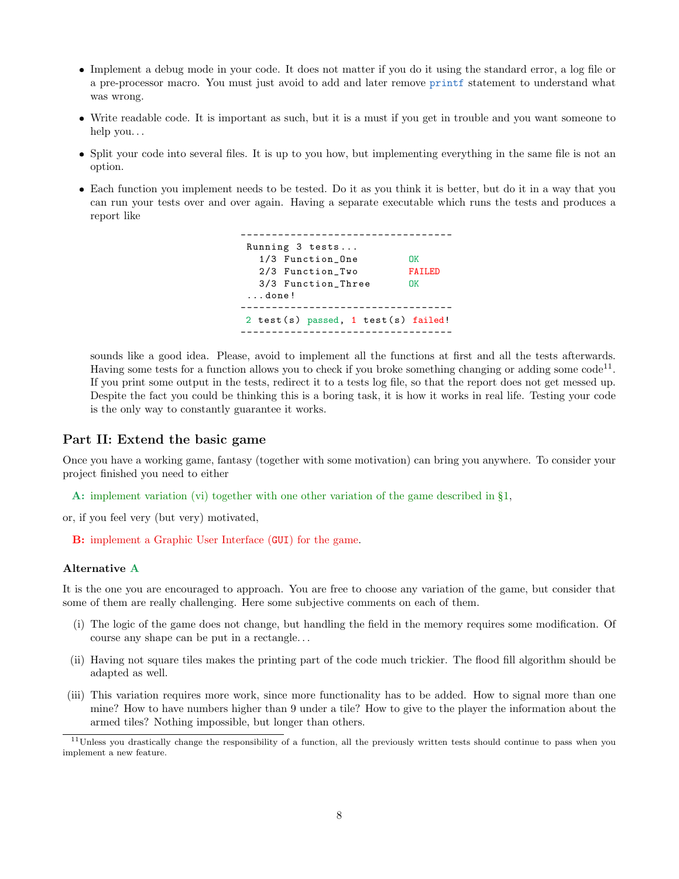- Implement a debug mode in your code. It does not matter if you do it using the standard error, a log file or a pre-processor macro. You must just avoid to add and later remove `printf` statement to understand what was wrong.
- Write readable code. It is important as such, but it is a must if you get in trouble and you want someone to help you...
- Split your code into several files. It is up to you how, but implementing everything in the same file is not an option.
- Each function you implement needs to be tested. Do it as you think it is better, but do it in a way that you can run your tests over and over again. Having a separate executable which runs the tests and produces a report like

```
----------------------------------
 Running 3 tests...
   1/3 Function_One         OK
   2/3 Function_Two         FAILED
   3/3 Function_Three       OK
 ...done!
----------------------------------
 2 test(s) passed, 1 test(s) failed!
----------------------------------
```

  sounds like a good idea. Please, avoid to implement all the functions at first and all the tests afterwards. Having some tests for a function allows you to check if you broke something changing or adding some code[11]. If you print some output in the tests, redirect it to a tests log file, so that the report does not get messed up. Despite the fact you could be thinking this is a boring task, it is how it works in real life. Testing your code is the only way to constantly guarantee it works.

## Part II: Extend the basic game

Once you have a working game, fantasy (together with some motivation) can bring you anywhere. To consider your project finished you need to either

**A:** implement variation (vi) together with one other variation of the game described in §1,

or, if you feel very (but very) motivated,

**B:** implement a Graphic User Interface (`GUI`) for the game.

### Alternative A

It is the one you are encouraged to approach. You are free to choose any variation of the game, but consider that some of them are really challenging. Here some subjective comments on each of them.

(i) The logic of the game does not change, but handling the field in the memory requires some modification. Of course any shape can be put in a rectangle...

(ii) Having not square tiles makes the printing part of the code much trickier. The flood fill algorithm should be adapted as well.

(iii) This variation requires more work, since more functionality has to be added. How to signal more than one mine? How to have numbers higher than 9 under a tile? How to give to the player the information about the armed tiles? Nothing impossible, but longer than others.

---

[11] Unless you drastically change the responsibility of a function, all the previously written tests should continue to pass when you implement a new feature.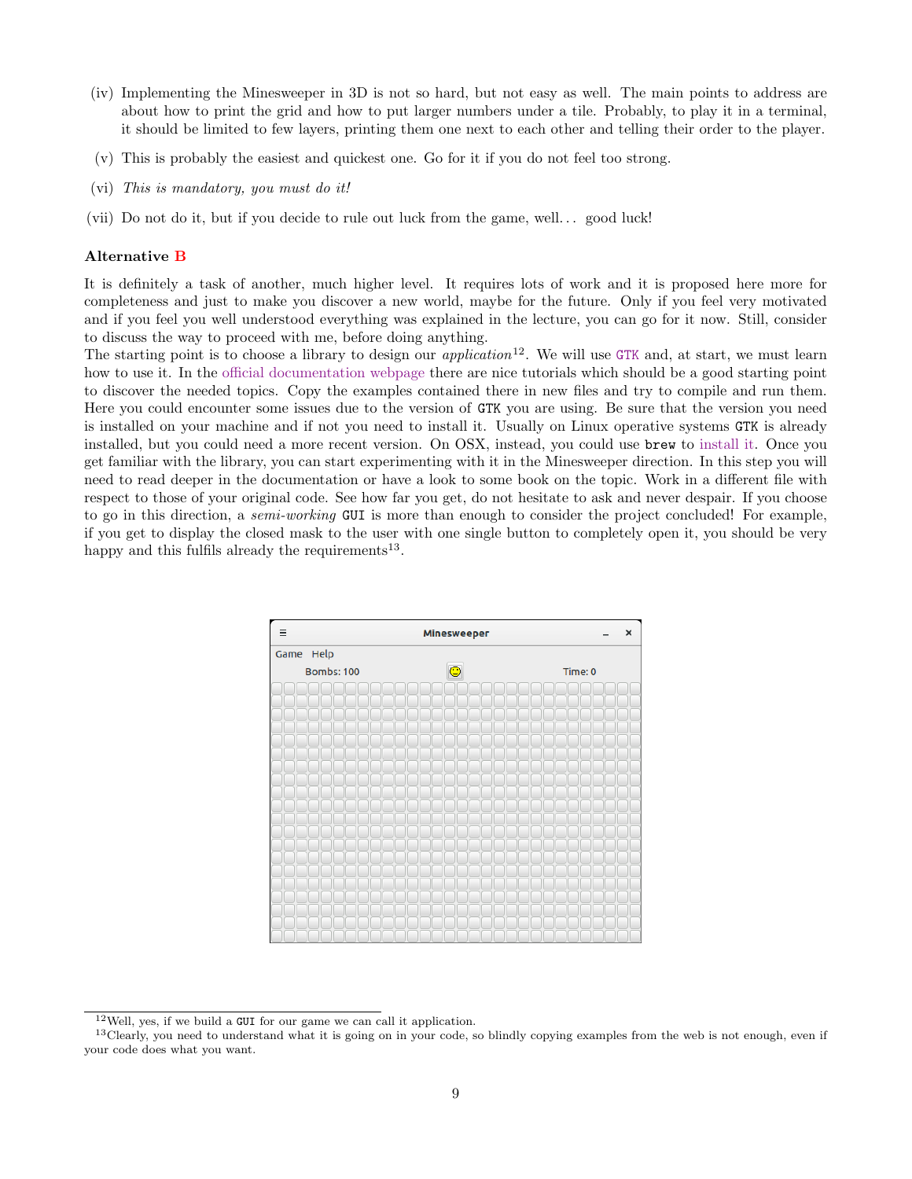(iv) Implementing the Minesweeper in 3D is not so hard, but not easy as well. The main points to address are about how to print the grid and how to put larger numbers under a tile. Probably, to play it in a terminal, it should be limited to few layers, printing them one next to each other and telling their order to the player.

(v) This is probably the easiest and quickest one. Go for it if you do not feel too strong.

(vi) *This is mandatory, you must do it!*

(vii) Do not do it, but if you decide to rule out luck from the game, well... good luck!

**Alternative B**

It is definitely a task of another, much higher level. It requires lots of work and it is proposed here more for completeness and just to make you discover a new world, maybe for the future. Only if you feel very motivated and if you feel you well understood everything was explained in the lecture, you can go for it now. Still, consider to discuss the way to proceed with me, before doing anything.
The starting point is to choose a library to design our *application*[12]. We will use `GTK` and, at start, we must learn how to use it. In the official documentation webpage there are nice tutorials which should be a good starting point to discover the needed topics. Copy the examples contained there in new files and try to compile and run them. Here you could encounter some issues due to the version of `GTK` you are using. Be sure that the version you need is installed on your machine and if not you need to install it. Usually on Linux operative systems `GTK` is already installed, but you could need a more recent version. On OSX, instead, you could use `brew` to install it. Once you get familiar with the library, you can start experimenting with it in the Minesweeper direction. In this step you will need to read deeper in the documentation or have a look to some book on the topic. Work in a different file with respect to those of your original code. See how far you get, do not hesitate to ask and never despair. If you choose to go in this direction, a *semi-working* `GUI` is more than enough to consider the project concluded! For example, if you get to display the closed mask to the user with one single button to completely open it, you should be very happy and this fulfils already the requirements[13].

Minesweeper

Game Help

Bombs: 100

Time: 0

---

[12] Well, yes, if we build a `GUI` for our game we can call it application.

[13] Clearly, you need to understand what it is going on in your code, so blindly copying examples from the web is not enough, even if your code does what you want.